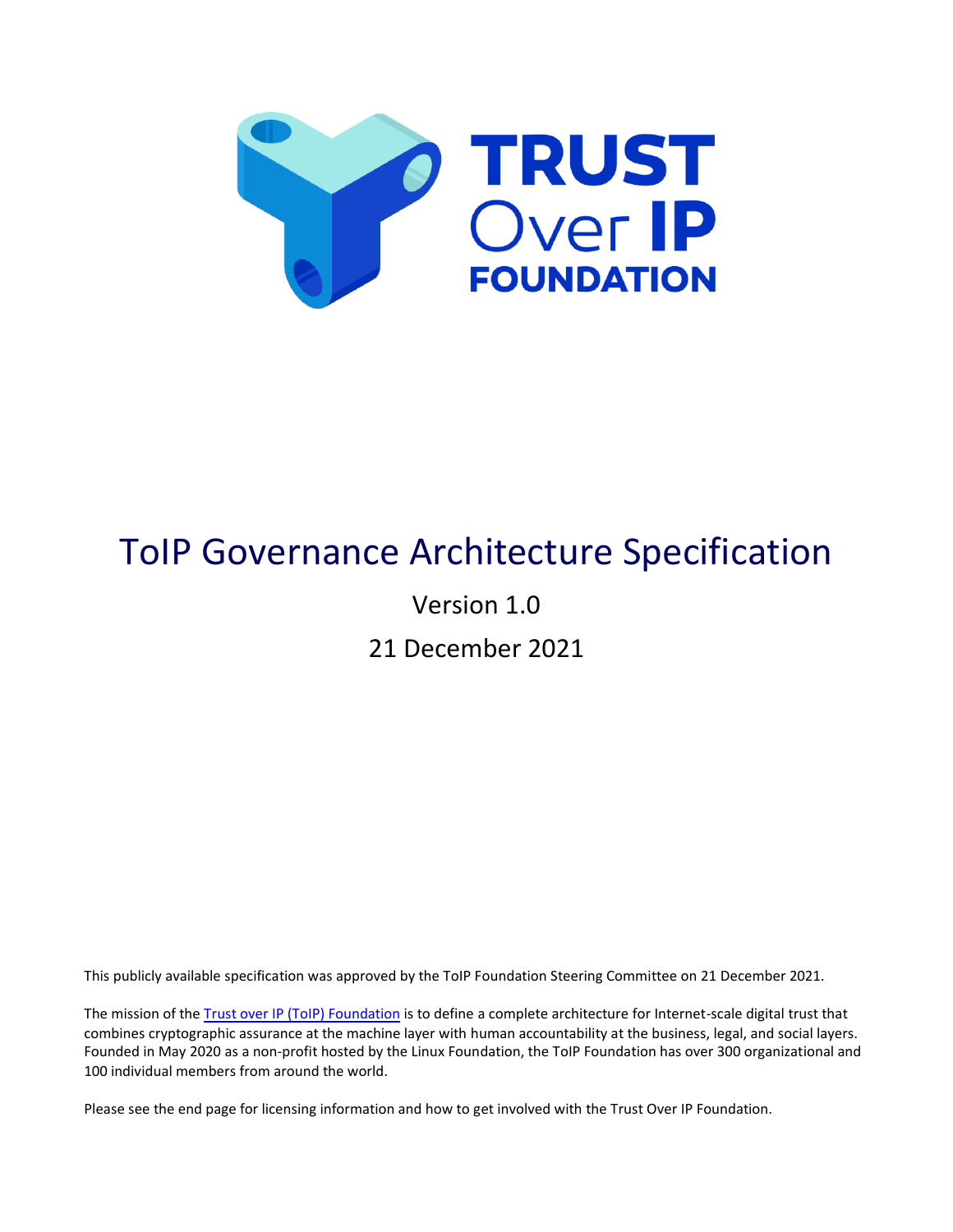# ToIP Governance Architecture Specification

Version 1.0

21 December 2021

This publicly available specification was approved by the ToIP Foundation Steering Committee on 21 December 2021.

The mission of the [Trust over IP (ToIP) Foundation](https://trustoverip.org) is to define a complete architecture for Internet-scale digital trust that combines cryptographic assurance at the machine layer with human accountability at the business, legal, and social layers. Founded in May 2020 as a non-profit hosted by the Linux Foundation, the ToIP Foundation has over 300 organizational and 100 individual members from around the world.

Please see the end page for licensing information and how to get involved with the Trust Over IP Foundation.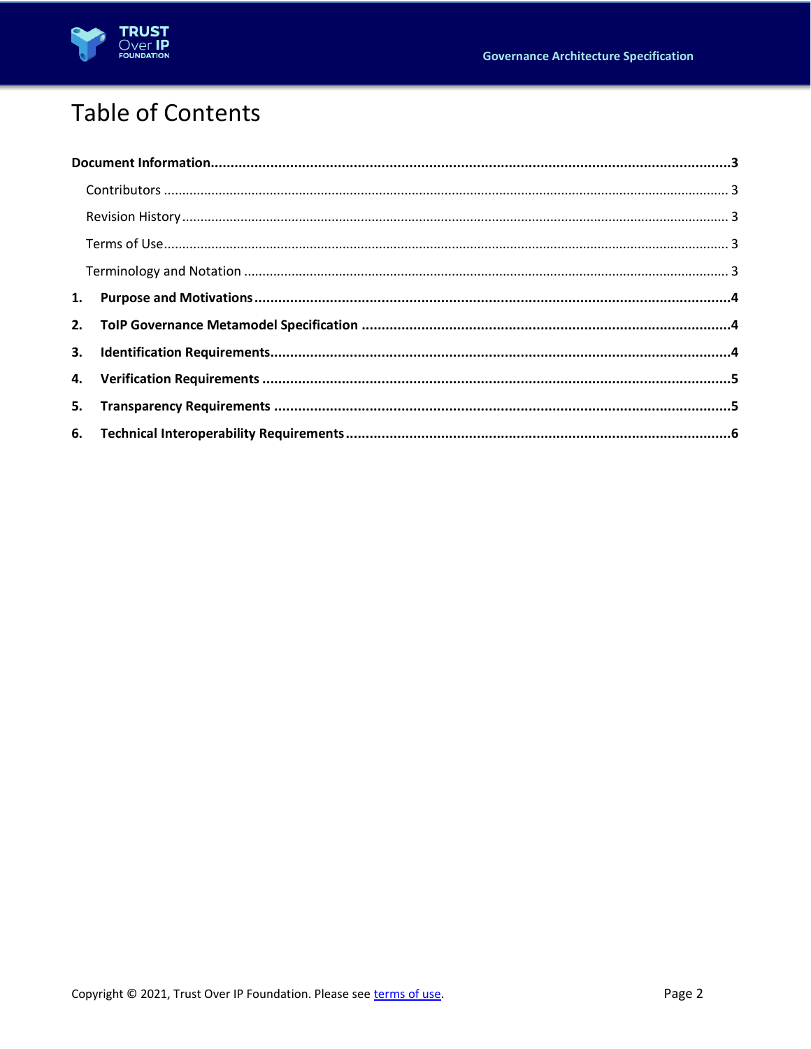# Table of Contents

**Document Information** ....................................................................................................... **3**

- Contributors ....................................................................................................... 3
- Revision History ....................................................................................................... 3
- Terms of Use ....................................................................................................... 3
- Terminology and Notation ....................................................................................................... 3

**1. Purpose and Motivations** ....................................................................................................... **4**

**2. ToIP Governance Metamodel Specification** ....................................................................................................... **4**

**3. Identification Requirements** ....................................................................................................... **4**

**4. Verification Requirements** ....................................................................................................... **5**

**5. Transparency Requirements** ....................................................................................................... **5**

**6. Technical Interoperability Requirements** ....................................................................................................... **6**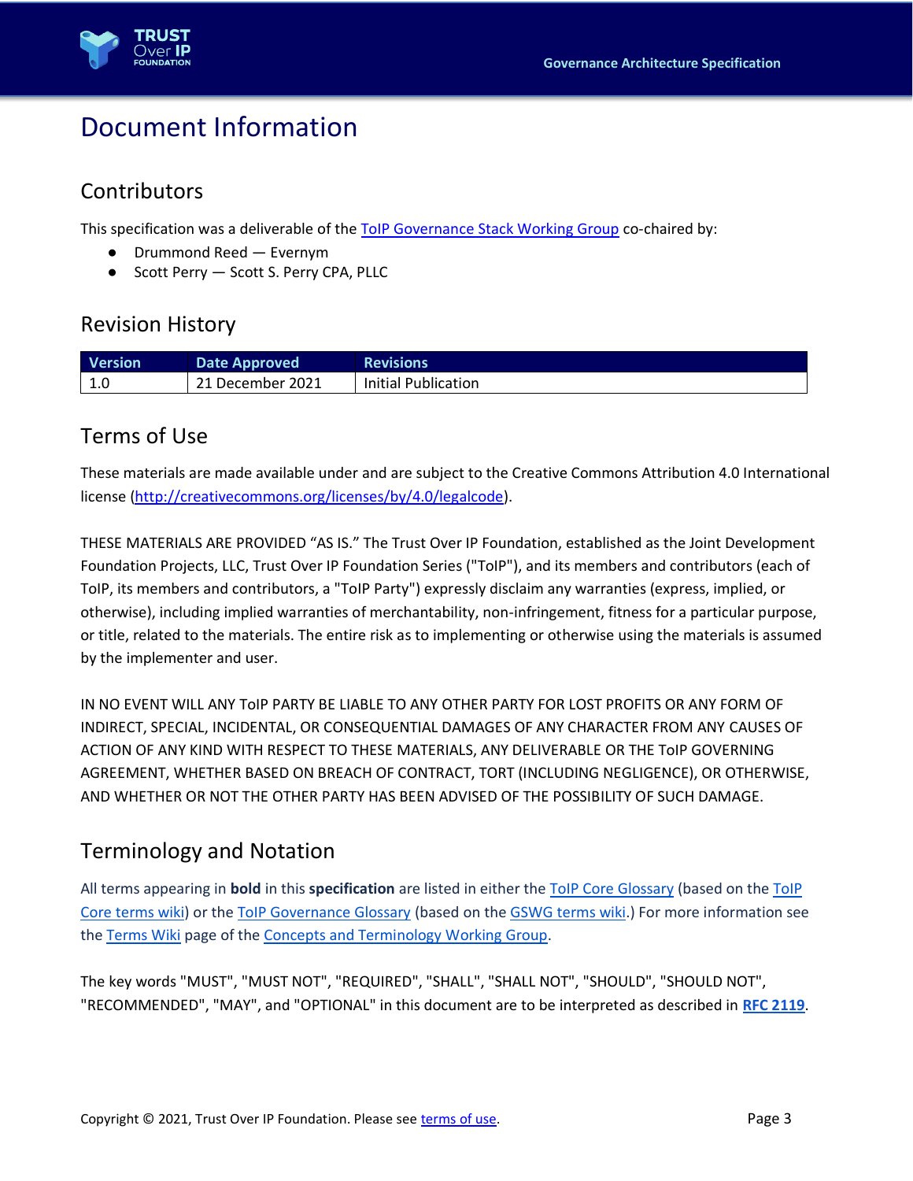# Document Information

## Contributors

This specification was a deliverable of the ToIP Governance Stack Working Group co-chaired by:

- Drummond Reed — Evernym
- Scott Perry — Scott S. Perry CPA, PLLC

## Revision History

| Version | Date Approved | Revisions |
|---|---|---|
| 1.0 | 21 December 2021 | Initial Publication |

## Terms of Use

These materials are made available under and are subject to the Creative Commons Attribution 4.0 International license (http://creativecommons.org/licenses/by/4.0/legalcode).

THESE MATERIALS ARE PROVIDED "AS IS." The Trust Over IP Foundation, established as the Joint Development Foundation Projects, LLC, Trust Over IP Foundation Series ("ToIP"), and its members and contributors (each of ToIP, its members and contributors, a "ToIP Party") expressly disclaim any warranties (express, implied, or otherwise), including implied warranties of merchantability, non-infringement, fitness for a particular purpose, or title, related to the materials. The entire risk as to implementing or otherwise using the materials is assumed by the implementer and user.

IN NO EVENT WILL ANY ToIP PARTY BE LIABLE TO ANY OTHER PARTY FOR LOST PROFITS OR ANY FORM OF INDIRECT, SPECIAL, INCIDENTAL, OR CONSEQUENTIAL DAMAGES OF ANY CHARACTER FROM ANY CAUSES OF ACTION OF ANY KIND WITH RESPECT TO THESE MATERIALS, ANY DELIVERABLE OR THE ToIP GOVERNING AGREEMENT, WHETHER BASED ON BREACH OF CONTRACT, TORT (INCLUDING NEGLIGENCE), OR OTHERWISE, AND WHETHER OR NOT THE OTHER PARTY HAS BEEN ADVISED OF THE POSSIBILITY OF SUCH DAMAGE.

## Terminology and Notation

All terms appearing in **bold** in this **specification** are listed in either the ToIP Core Glossary (based on the ToIP Core terms wiki) or the ToIP Governance Glossary (based on the GSWG terms wiki.) For more information see the Terms Wiki page of the Concepts and Terminology Working Group.

The key words "MUST", "MUST NOT", "REQUIRED", "SHALL", "SHALL NOT", "SHOULD", "SHOULD NOT", "RECOMMENDED", "MAY", and "OPTIONAL" in this document are to be interpreted as described in **RFC 2119**.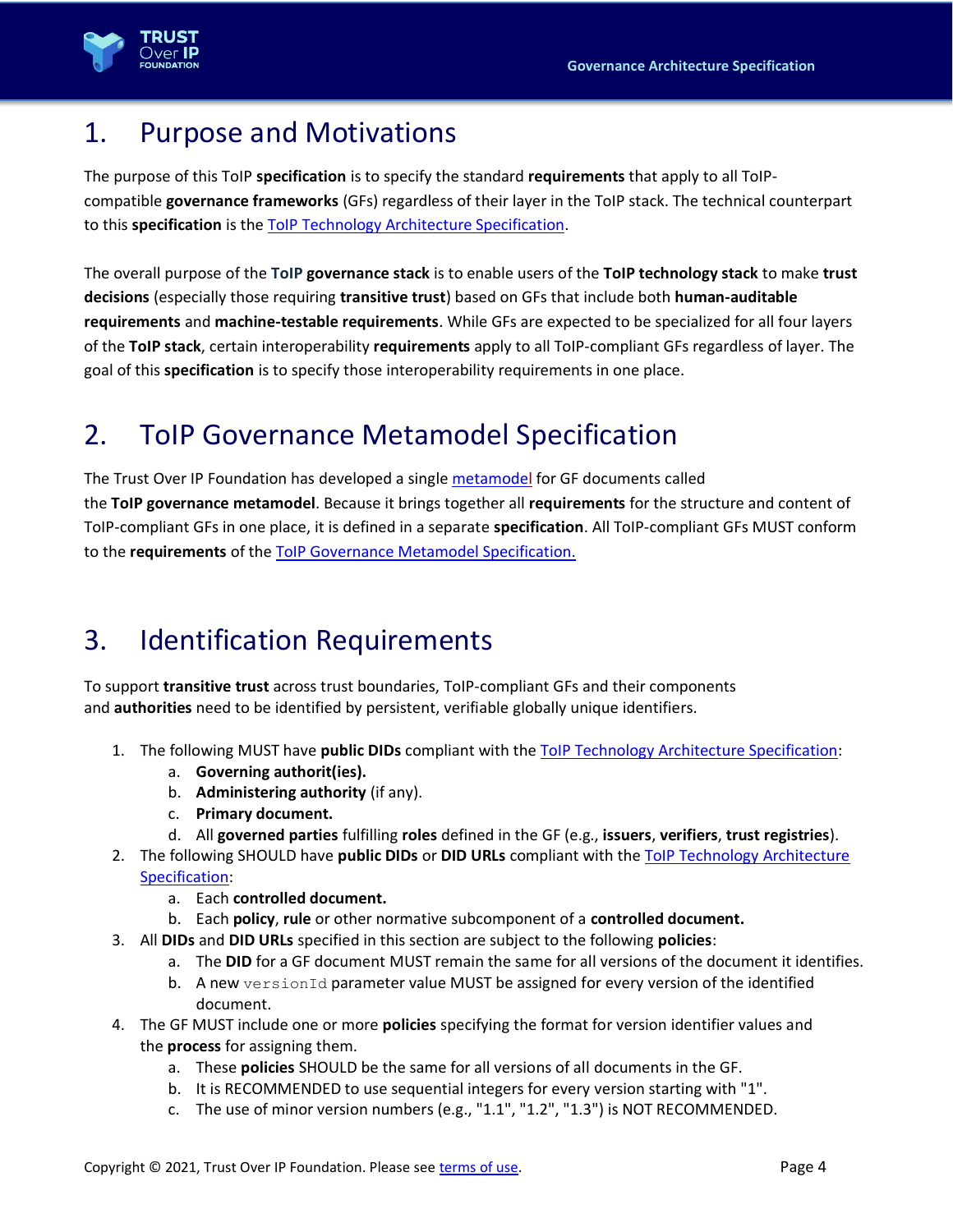# 1. Purpose and Motivations

The purpose of this ToIP **specification** is to specify the standard **requirements** that apply to all ToIP-compatible **governance frameworks** (GFs) regardless of their layer in the ToIP stack. The technical counterpart to this **specification** is the [ToIP Technology Architecture Specification](#).

The overall purpose of the **ToIP governance stack** is to enable users of the **ToIP technology stack** to make **trust decisions** (especially those requiring **transitive trust**) based on GFs that include both **human-auditable requirements** and **machine-testable requirements**. While GFs are expected to be specialized for all four layers of the **ToIP stack**, certain interoperability **requirements** apply to all ToIP-compliant GFs regardless of layer. The goal of this **specification** is to specify those interoperability requirements in one place.

# 2. ToIP Governance Metamodel Specification

The Trust Over IP Foundation has developed a single [metamodel](#) for GF documents called the **ToIP governance metamodel**. Because it brings together all **requirements** for the structure and content of ToIP-compliant GFs in one place, it is defined in a separate **specification**. All ToIP-compliant GFs MUST conform to the **requirements** of the [ToIP Governance Metamodel Specification.](#)

# 3. Identification Requirements

To support **transitive trust** across trust boundaries, ToIP-compliant GFs and their components and **authorities** need to be identified by persistent, verifiable globally unique identifiers.

1. The following MUST have **public DIDs** compliant with the [ToIP Technology Architecture Specification](#):
    a. **Governing authorit(ies).**
    b. **Administering authority** (if any).
    c. **Primary document.**
    d. All **governed parties** fulfilling **roles** defined in the GF (e.g., **issuers**, **verifiers**, **trust registries**).
2. The following SHOULD have **public DIDs** or **DID URLs** compliant with the [ToIP Technology Architecture Specification](#):
    a. Each **controlled document.**
    b. Each **policy**, **rule** or other normative subcomponent of a **controlled document.**
3. All **DIDs** and **DID URLs** specified in this section are subject to the following **policies**:
    a. The **DID** for a GF document MUST remain the same for all versions of the document it identifies.
    b. A new `versionId` parameter value MUST be assigned for every version of the identified document.
4. The GF MUST include one or more **policies** specifying the format for version identifier values and the **process** for assigning them.
    a. These **policies** SHOULD be the same for all versions of all documents in the GF.
    b. It is RECOMMENDED to use sequential integers for every version starting with "1".
    c. The use of minor version numbers (e.g., "1.1", "1.2", "1.3") is NOT RECOMMENDED.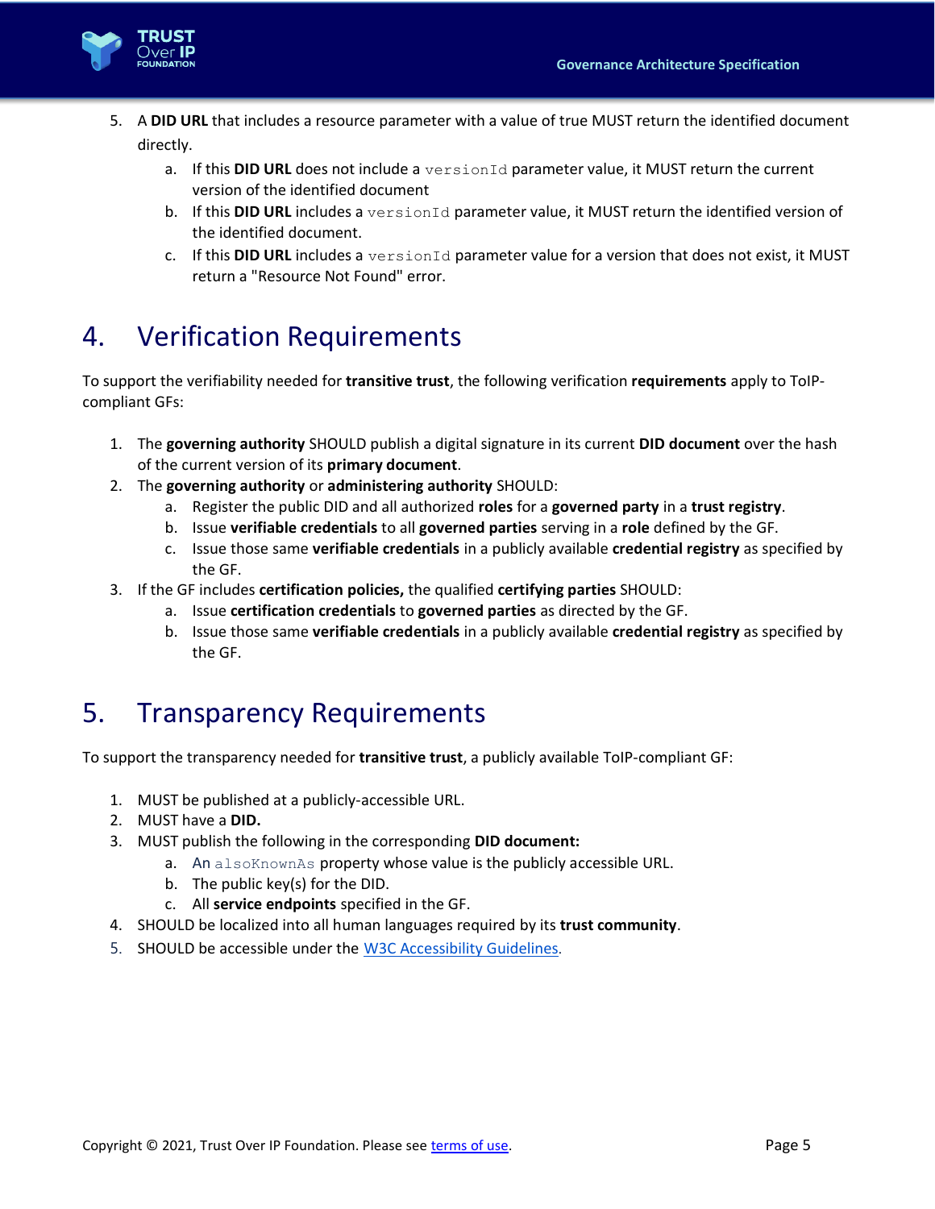5. A **DID URL** that includes a resource parameter with a value of true MUST return the identified document directly.
    a. If this **DID URL** does not include a `versionId` parameter value, it MUST return the current version of the identified document
    b. If this **DID URL** includes a `versionId` parameter value, it MUST return the identified version of the identified document.
    c. If this **DID URL** includes a `versionId` parameter value for a version that does not exist, it MUST return a "Resource Not Found" error.

# 4. Verification Requirements

To support the verifiability needed for **transitive trust**, the following verification **requirements** apply to ToIP-compliant GFs:

1. The **governing authority** SHOULD publish a digital signature in its current **DID document** over the hash of the current version of its **primary document**.
2. The **governing authority** or **administering authority** SHOULD:
    a. Register the public DID and all authorized **roles** for a **governed party** in a **trust registry**.
    b. Issue **verifiable credentials** to all **governed parties** serving in a **role** defined by the GF.
    c. Issue those same **verifiable credentials** in a publicly available **credential registry** as specified by the GF.
3. If the GF includes **certification policies,** the qualified **certifying parties** SHOULD:
    a. Issue **certification credentials** to **governed parties** as directed by the GF.
    b. Issue those same **verifiable credentials** in a publicly available **credential registry** as specified by the GF.

# 5. Transparency Requirements

To support the transparency needed for **transitive trust**, a publicly available ToIP-compliant GF:

1. MUST be published at a publicly-accessible URL.
2. MUST have a **DID.**
3. MUST publish the following in the corresponding **DID document:**
    a. An `alsoKnownAs` property whose value is the publicly accessible URL.
    b. The public key(s) for the DID.
    c. All **service endpoints** specified in the GF.
4. SHOULD be localized into all human languages required by its **trust community**.
5. SHOULD be accessible under the W3C Accessibility Guidelines.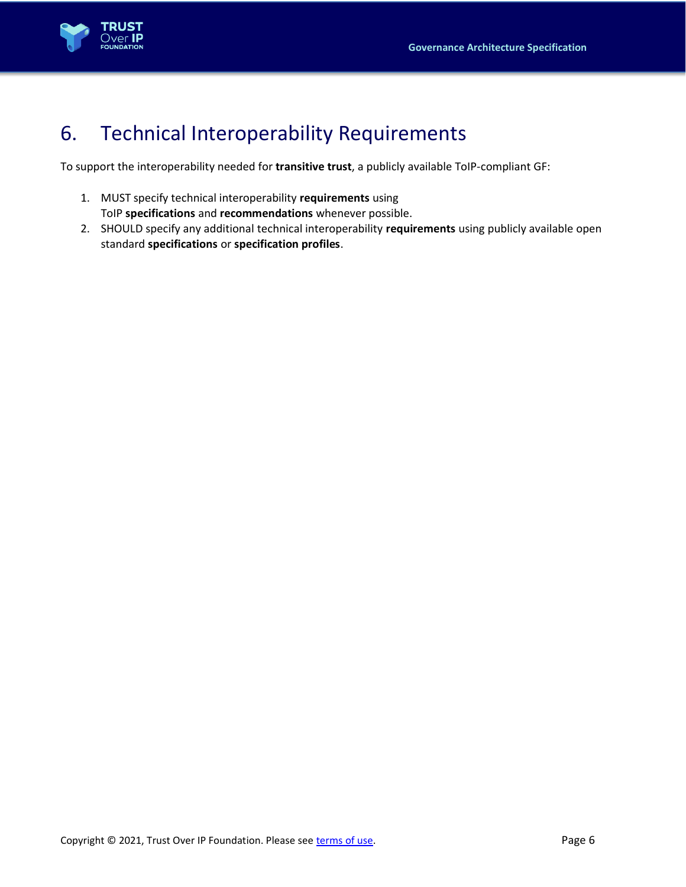# 6. Technical Interoperability Requirements

To support the interoperability needed for **transitive trust**, a publicly available ToIP-compliant GF:

1. MUST specify technical interoperability **requirements** using ToIP **specifications** and **recommendations** whenever possible.
2. SHOULD specify any additional technical interoperability **requirements** using publicly available open standard **specifications** or **specification profiles**.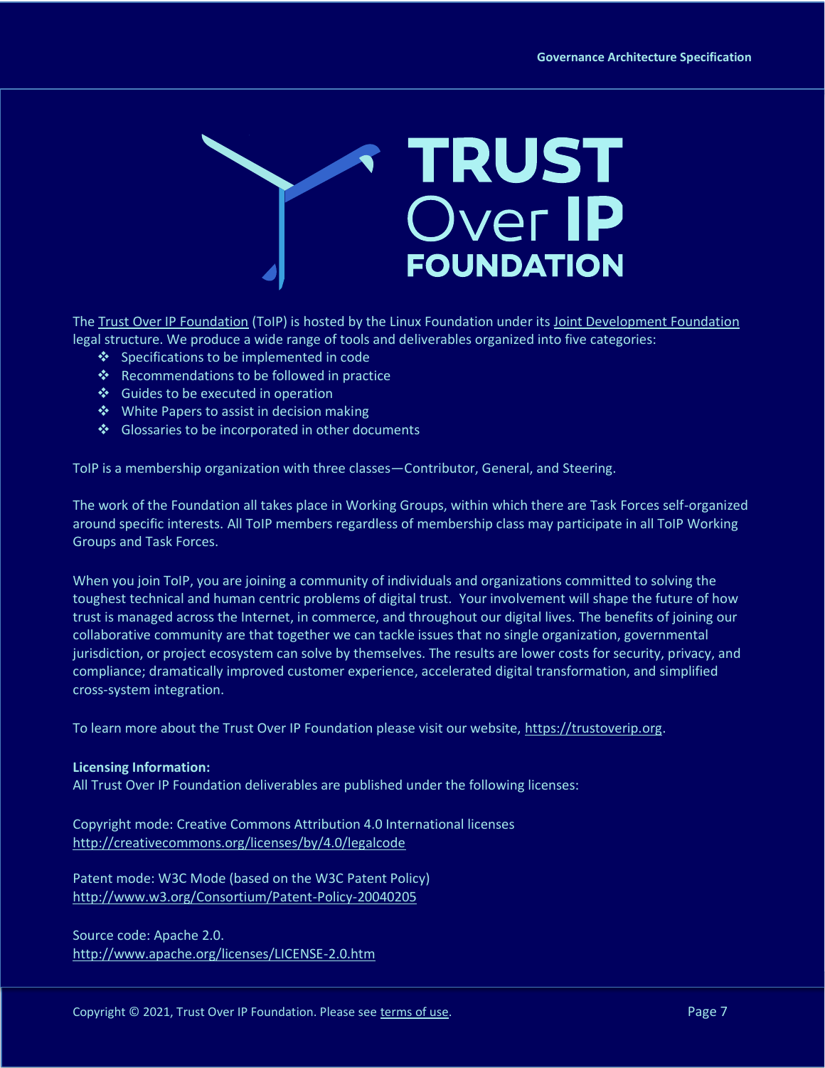The [Trust Over IP Foundation](https://trustoverip.org) (ToIP) is hosted by the Linux Foundation under its Joint Development Foundation legal structure. We produce a wide range of tools and deliverables organized into five categories:

- Specifications to be implemented in code
- Recommendations to be followed in practice
- Guides to be executed in operation
- White Papers to assist in decision making
- Glossaries to be incorporated in other documents

ToIP is a membership organization with three classes—Contributor, General, and Steering.

The work of the Foundation all takes place in Working Groups, within which there are Task Forces self-organized around specific interests. All ToIP members regardless of membership class may participate in all ToIP Working Groups and Task Forces.

When you join ToIP, you are joining a community of individuals and organizations committed to solving the toughest technical and human centric problems of digital trust. Your involvement will shape the future of how trust is managed across the Internet, in commerce, and throughout our digital lives. The benefits of joining our collaborative community are that together we can tackle issues that no single organization, governmental jurisdiction, or project ecosystem can solve by themselves. The results are lower costs for security, privacy, and compliance; dramatically improved customer experience, accelerated digital transformation, and simplified cross-system integration.

To learn more about the Trust Over IP Foundation please visit our website, https://trustoverip.org.

**Licensing Information:**
All Trust Over IP Foundation deliverables are published under the following licenses:

Copyright mode: Creative Commons Attribution 4.0 International licenses
http://creativecommons.org/licenses/by/4.0/legalcode

Patent mode: W3C Mode (based on the W3C Patent Policy)
http://www.w3.org/Consortium/Patent-Policy-20040205

Source code: Apache 2.0.
http://www.apache.org/licenses/LICENSE-2.0.htm